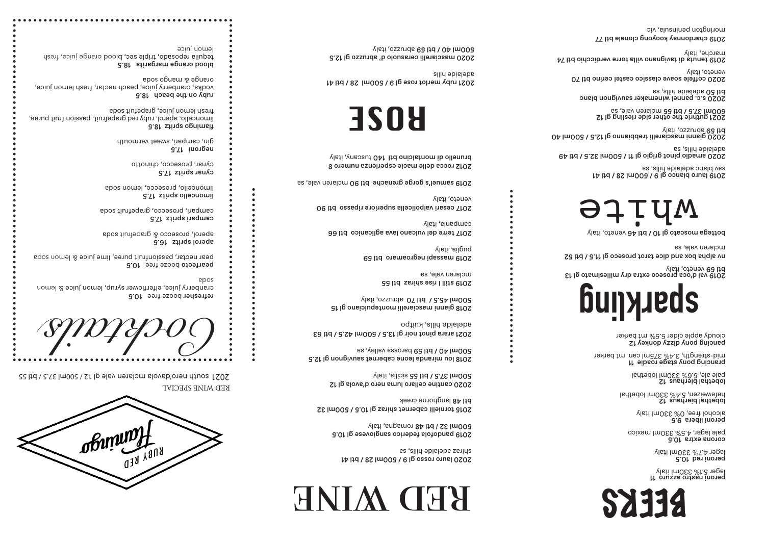# BEERS

**peroni nastro azzurro** 11
lager 5.1% 330ml italy

**peroni red** 10.5
lager 4.7% 330ml italy

**corona extra** 10.5
pale lager, 4.5% 330ml mexico

**peroni libera** 9.5
alcohol free, 0% 330ml italy

**lobethal bierhaus** 12
hefeweizen, 5.4% 330ml lobethal

**lobethal bierhaus** 12
pale ale, 5.6% 330ml lobethal

**prancing pony stage roadie** 11
mid-strength, 3.4% 375ml can mt barker

**prancing pony dizzy donkey** 12
cloudy apple cider 5.5% mt barker

# sparkling

**2019 val d'oca prosecco extra dry millesimato gl 13**
**btl 59** veneto, italy

**nv alpha box and dice tarot prosecco gl 11.5 / btl 52**
mclaren vale, sa

**bottega moscato gl 10 / btl 46** veneto, italy

# white

**2019 lauro bianco gl 9 / 500ml 28 / btl 41**
sav blanc adelaide hills, sa

**2020 amadio pinot grigio gl 11 / 500ml 32.5 / btl 49**
adelaide hills, sa

**2020 gianni masciarelli trebbiano gl 12.5 / 500ml 40**
**btl 59** abruzzo, italy

**2021 guthrie the other side riesling gl 12**
**500ml 37.5 / btl 55** mclaren vale, sa

**2020 s.c. pannel winemaker sauvignon blanc**
**btl 50** adelaide hills, sa

**2020 coffele soave classico castel cerino btl 70**
veneto, italy

**2019 tenuta di tavignano villa torre verdicchio btl 74**
marche, italy

**2019 chardonnay kooyong clonale btl 77**
mornington peninsula, vic

# RED WINE

**2020 lauro rosso gl 9 / 500ml 28 / btl 41**
shiraz adelaide hills, sa

**2019 pandolfa federico sangiovese gl 10.5**
**500ml 32 / btl 48** romagna, italy

**2015 tomelli cabernet shiraz gl 10.5 / 500ml 32**
**btl 48** langhorne creek

**2020 cantine cellaro luma nero d'avola gl 12**
**500ml 37.5 / btl 55** sicilia, italy

**2018 lou miranda leone cabernet sauvignon gl 12.5**
**500ml 40 / btl 59** barossa valley, sa

**2021 arara pinot noir gl 13.5 / 500ml 42.5 / btl 63**
adelaide hills, kuitpo

**2018 gianni masciarelli montepulciano gl 15**
**500ml 45.5 / btl 70** abruzzo, italy

**2019 still I rise shiraz btl 55**
mclaren vale, sa

**2019 massaji negroamaro btl 59**
puglia, italy

**2017 terre del vulcano lava aglicanico btl 66**
campania, italy

**2017 cesari valpolicella superiore ripasso btl 90**
veneto, italy

**2019 samuel's gorge grenache btl 90** mclaren vale, sa

**2012 rocca delle macie esperienza numero 8**
**brunello di montalcino btl 140** tuscany, italy

# ROSE

**2021 ruby merlot rose gl 9 / 500ml 28 / btl 41**
adelaide hills

**2020 mascarelli cerasuolo d' abruzzo gl 12.5**
**500ml 40 / btl 59** abruzzo, italy

RUBY RED *Flamingo*

RED WINE SPECIAL

2021 south nero'davola mclaren vale gl 12 / 500ml 37.5 / btl 55

# *Cocktails*

**refresher** booze free 10.5
cranberry juice, elderflower syrup, lemon juice & lemon soda

**pearfecto** booze free 10.5
pear nectar, passionfruit puree, lime juice & lemon soda

**aperol spritz** 16.5
aperol, prosecco & grapefruit soda

**campari spritz** 17.5
campari, prosecco, grapefruit soda

**limoncello spritz** 17.5
limoncello, prosecco, lemon soda

**cynar spritz** 17.5
cynar, prosecco, chinotto

**negroni** 17.5
gin, campari, sweet vermouth

**flamingo spritz** 18.5
limoncello, aperol, ruby red grapefruit, passion fruit puree, fresh lemon juice, grapefruit soda

**ruby on the beach** 18.5
vodka, cranberry juice, peach nectar, fresh lemon juice, orange & mango soda

**blood orange margarita** 18.5
tequila reposado, triple sec, blood orange juice, fresh lemon juice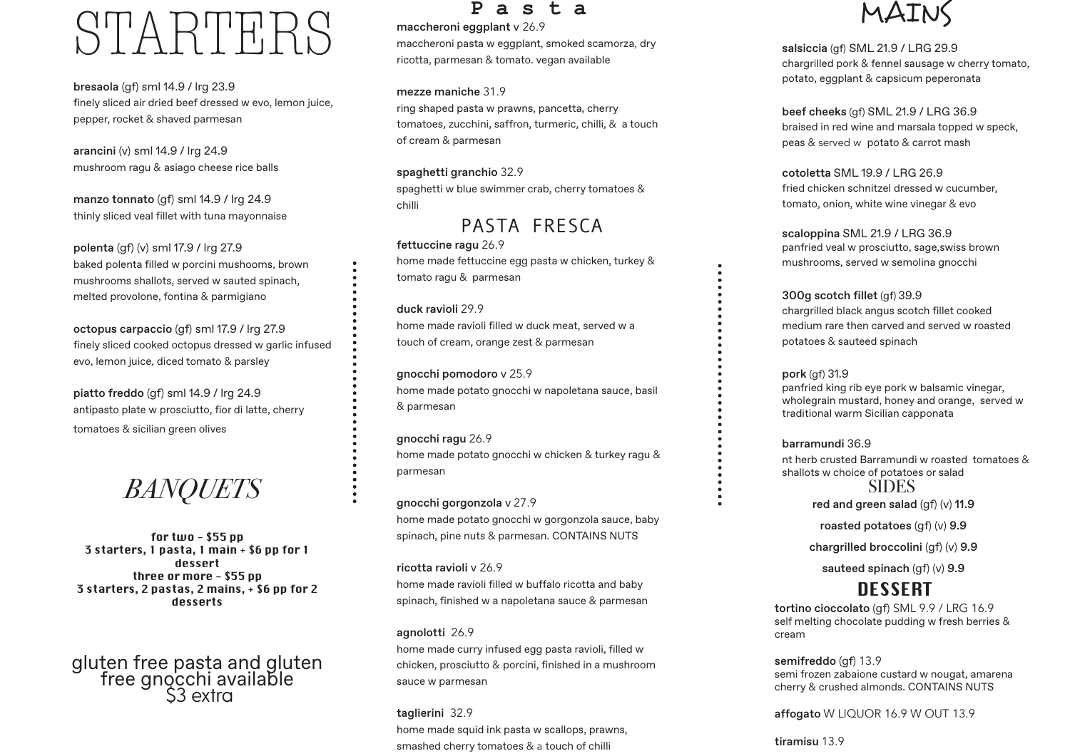# STARTERS

**bresaola** (gf) sml 14.9 / lrg 23.9
finely sliced air dried beef dressed w evo, lemon juice, pepper, rocket & shaved parmesan

**arancini** (v) sml 14.9 / lrg 24.9
mushroom ragu & asiago cheese rice balls

**manzo tonnato** (gf) sml 14.9 / lrg 24.9
thinly sliced veal fillet with tuna mayonnaise

**polenta** (gf) (v) sml 17.9 / lrg 27.9
baked polenta filled w porcini mushooms, brown mushrooms shallots, served w sauted spinach, melted provolone, fontina & parmigiano

**octopus carpaccio** (gf) sml 17.9 / lrg 27.9
finely sliced cooked octopus dressed w garlic infused evo, lemon juice, diced tomato & parsley

**piatto freddo** (gf) sml 14.9 / lrg 24.9
antipasto plate w prosciutto, fior di latte, cherry tomatoes & sicilian green olives

## *BANQUETS*

**for two - $55 pp**
**3 starters, 1 pasta, 1 main + $6 pp for 1 dessert**
**three or more - $55 pp**
**3 starters, 2 pastas, 2 mains, + $6 pp for 2 desserts**

gluten free pasta and gluten free gnocchi available $3 extra

# Pasta

**maccheroni eggplant** v 26.9
maccheroni pasta w eggplant, smoked scamorza, dry ricotta, parmesan & tomato. vegan available

**mezze maniche** 31.9
ring shaped pasta w prawns, pancetta, cherry tomatoes, zucchini, saffron, turmeric, chilli, & a touch of cream & parmesan

**spaghetti granchio** 32.9
spaghetti w blue swimmer crab, cherry tomatoes & chilli

## PASTA FRESCA

**fettuccine ragu** 26.9
home made fettuccine egg pasta w chicken, turkey & tomato ragu & parmesan

**duck ravioli** 29.9
home made ravioli filled w duck meat, served w a touch of cream, orange zest & parmesan

**gnocchi pomodoro** v 25.9
home made potato gnocchi w napoletana sauce, basil & parmesan

**gnocchi ragu** 26.9
home made potato gnocchi w chicken & turkey ragu & parmesan

**gnocchi gorgonzola** v 27.9
home made potato gnocchi w gorgonzola sauce, baby spinach, pine nuts & parmesan. CONTAINS NUTS

**ricotta ravioli** v 26.9
home made ravioli filled w buffalo ricotta and baby spinach, finished w a napoletana sauce & parmesan

**agnolotti** 26.9
home made curry infused egg pasta ravioli, filled w chicken, prosciutto & porcini, finished in a mushroom sauce w parmesan

**taglierini** 32.9
home made squid ink pasta w scallops, prawns, smashed cherry tomatoes & a touch of chilli

# MAINS

**salsiccia** (gf) SML 21.9 / LRG 29.9
chargrilled pork & fennel sausage w cherry tomato, potato, eggplant & capsicum peperonata

**beef cheeks** (gf) SML 21.9 / LRG 36.9
braised in red wine and marsala topped w speck, peas & served w potato & carrot mash

**cotoletta** SML 19.9 / LRG 26.9
fried chicken schnitzel dressed w cucumber, tomato, onion, white wine vinegar & evo

**scaloppina** SML 21.9 / LRG 36.9
panfried veal w prosciutto, sage,swiss brown mushrooms, served w semolina gnocchi

**300g scotch fillet** (gf) 39.9
chargrilled black angus scotch fillet cooked medium rare then carved and served w roasted potatoes & sauteed spinach

**pork** (gf) 31.9
panfried king rib eye pork w balsamic vinegar, wholegrain mustard, honey and orange, served w traditional warm Sicilian capponata

**barramundi** 36.9
nt herb crusted Barramundi w roasted tomatoes & shallots w choice of potatoes or salad

## SIDES

**red and green salad** (gf) (v) **11.9**
**roasted potatoes** (gf) (v) **9.9**
**chargrilled broccolini** (gf) (v) **9.9**
**sauteed spinach** (gf) (v) **9.9**

## DESSERT

**tortino cioccolato** (gf) SML 9.9 / LRG 16.9
self melting chocolate pudding w fresh berries & cream

**semifreddo** (gf) 13.9
semi frozen zabaione custard w nougat, amarena cherry & crushed almonds. CONTAINS NUTS

**affogato** W LIQUOR 16.9 W OUT 13.9

**tiramisu** 13.9